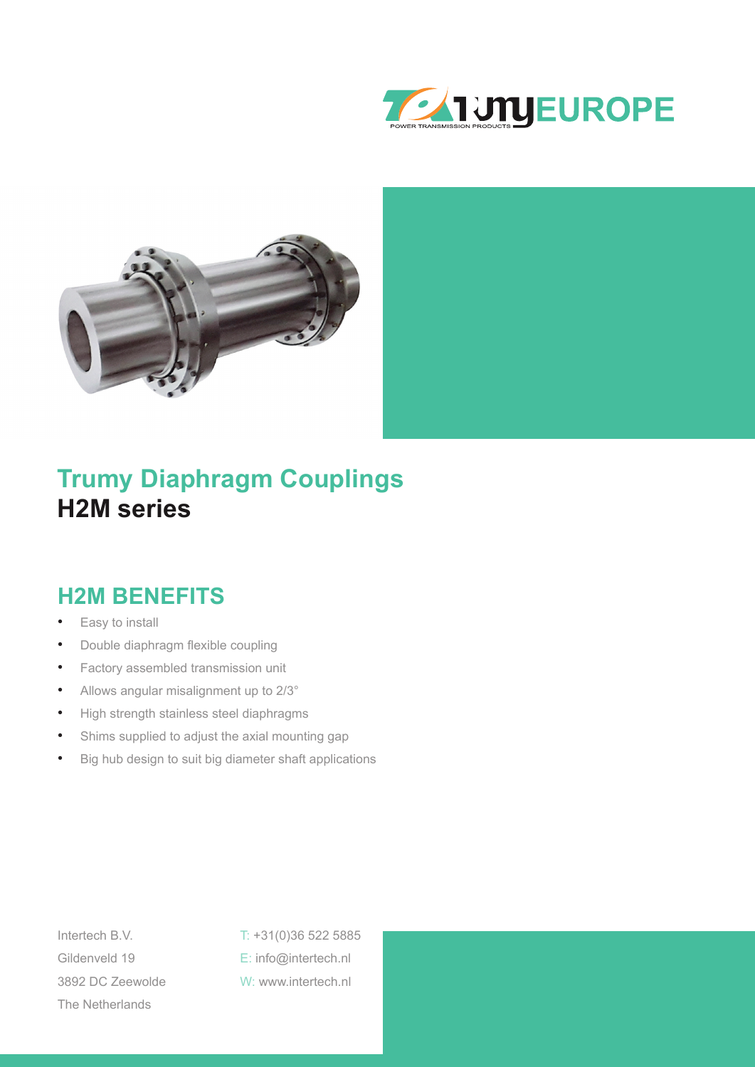# Trumy Diaphragm Couplings

## H2M series

## H2M BENEFITS

- Easy to install
- Double diaphragm flexible coupling
- Factory assembled transmission unit
- Allows angular misalignment up to 2/3°
- High strength stainless steel diaphragms
- Shims supplied to adjust the axial mounting gap
- Big hub design to suit big diameter shaft applications

Intertech B.V.
Gildenveld 19
3892 DC Zeewolde
The Netherlands

T: +31(0)36 522 5885
E: info@intertech.nl
W: www.intertech.nl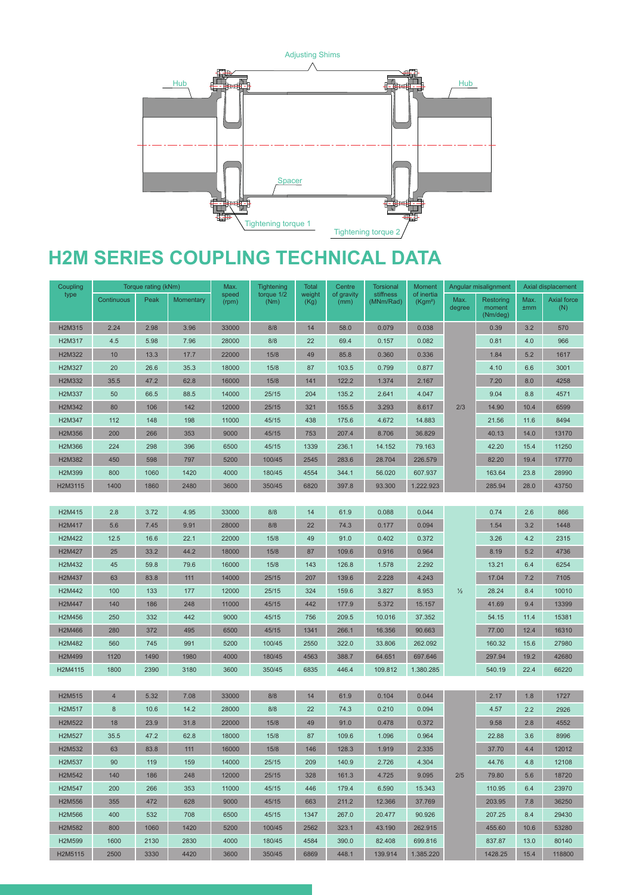Adjusting Shims

Hub

Hub

Spacer

Tightening torque 1

Tightening torque 2

# H2M SERIES COUPLING TECHNICAL DATA

| Coupling type | Torque rating (kNm) | | | Max. speed (rpm) | Tightening torque 1/2 (Nm) | Total weight (Kg) | Centre of gravity (mm) | Torsional stiffness (MNm/Rad) | Moment of inertia (Kgm²) | Angular misalignment | | Axial displacement | |
|---|---|---|---|---|---|---|---|---|---|---|---|---|---|
| | Continuous | Peak | Momentary | | | | | | | Max. degree | Restoring moment (Nm/deg) | Max. ±mm | Axial force (N) |
| H2M315 | 2.24 | 2.98 | 3.96 | 33000 | 8/8 | 14 | 58.0 | 0.079 | 0.038 | 2/3 | 0.39 | 3.2 | 570 |
| H2M317 | 4.5 | 5.98 | 7.96 | 28000 | 8/8 | 22 | 69.4 | 0.157 | 0.082 | | 0.81 | 4.0 | 966 |
| H2M322 | 10 | 13.3 | 17.7 | 22000 | 15/8 | 49 | 85.8 | 0.360 | 0.336 | | 1.84 | 5.2 | 1617 |
| H2M327 | 20 | 26.6 | 35.3 | 18000 | 15/8 | 87 | 103.5 | 0.799 | 0.877 | | 4.10 | 6.6 | 3001 |
| H2M332 | 35.5 | 47.2 | 62.8 | 16000 | 15/8 | 141 | 122.2 | 1.374 | 2.167 | | 7.20 | 8.0 | 4258 |
| H2M337 | 50 | 66.5 | 88.5 | 14000 | 25/15 | 204 | 135.2 | 2.641 | 4.047 | | 9.04 | 8.8 | 4571 |
| H2M342 | 80 | 106 | 142 | 12000 | 25/15 | 321 | 155.5 | 3.293 | 8.617 | | 14.90 | 10.4 | 6599 |
| H2M347 | 112 | 148 | 198 | 11000 | 45/15 | 438 | 175.6 | 4.672 | 14.883 | | 21.56 | 11.6 | 8494 |
| H2M356 | 200 | 266 | 353 | 9000 | 45/15 | 753 | 207.4 | 8.706 | 36.829 | | 40.13 | 14.0 | 13170 |
| H2M366 | 224 | 298 | 396 | 6500 | 45/15 | 1339 | 236.1 | 14.152 | 79.163 | | 42.20 | 15.4 | 11250 |
| H2M382 | 450 | 598 | 797 | 5200 | 100/45 | 2545 | 283.6 | 28.704 | 226.579 | | 82.20 | 19.4 | 17770 |
| H2M399 | 800 | 1060 | 1420 | 4000 | 180/45 | 4554 | 344.1 | 56.020 | 607.937 | | 163.64 | 23.8 | 28990 |
| H2M3115 | 1400 | 1860 | 2480 | 3600 | 350/45 | 6820 | 397.8 | 93.300 | 1.222.923 | | 285.94 | 28.0 | 43750 |
| H2M415 | 2.8 | 3.72 | 4.95 | 33000 | 8/8 | 14 | 61.9 | 0.088 | 0.044 | ½ | 0.74 | 2.6 | 866 |
| H2M417 | 5.6 | 7.45 | 9.91 | 28000 | 8/8 | 22 | 74.3 | 0.177 | 0.094 | | 1.54 | 3.2 | 1448 |
| H2M422 | 12.5 | 16.6 | 22.1 | 22000 | 15/8 | 49 | 91.0 | 0.402 | 0.372 | | 3.26 | 4.2 | 2315 |
| H2M427 | 25 | 33.2 | 44.2 | 18000 | 15/8 | 87 | 109.6 | 0.916 | 0.964 | | 8.19 | 5.2 | 4736 |
| H2M432 | 45 | 59.8 | 79.6 | 16000 | 15/8 | 143 | 126.8 | 1.578 | 2.292 | | 13.21 | 6.4 | 6254 |
| H2M437 | 63 | 83.8 | 111 | 14000 | 25/15 | 207 | 139.6 | 2.228 | 4.243 | | 17.04 | 7.2 | 7105 |
| H2M442 | 100 | 133 | 177 | 12000 | 25/15 | 324 | 159.6 | 3.827 | 8.953 | | 28.24 | 8.4 | 10010 |
| H2M447 | 140 | 186 | 248 | 11000 | 45/15 | 442 | 177.9 | 5.372 | 15.157 | | 41.69 | 9.4 | 13399 |
| H2M456 | 250 | 332 | 442 | 9000 | 45/15 | 756 | 209.5 | 10.016 | 37.352 | | 54.15 | 11.4 | 15381 |
| H2M466 | 280 | 372 | 495 | 6500 | 45/15 | 1341 | 266.1 | 16.356 | 90.663 | | 77.00 | 12.4 | 16310 |
| H2M482 | 560 | 745 | 991 | 5200 | 100/45 | 2550 | 322.0 | 33.806 | 262.092 | | 160.32 | 15.6 | 27980 |
| H2M499 | 1120 | 1490 | 1980 | 4000 | 180/45 | 4563 | 388.7 | 64.651 | 697.646 | | 297.94 | 19.2 | 42680 |
| H2M4115 | 1800 | 2390 | 3180 | 3600 | 350/45 | 6835 | 446.4 | 109.812 | 1.380.285 | | 540.19 | 22.4 | 66220 |
| H2M515 | 4 | 5.32 | 7.08 | 33000 | 8/8 | 14 | 61.9 | 0.104 | 0.044 | 2/5 | 2.17 | 1.8 | 1727 |
| H2M517 | 8 | 10.6 | 14.2 | 28000 | 8/8 | 22 | 74.3 | 0.210 | 0.094 | | 4.57 | 2.2 | 2926 |
| H2M522 | 18 | 23.9 | 31.8 | 22000 | 15/8 | 49 | 91.0 | 0.478 | 0.372 | | 9.58 | 2.8 | 4552 |
| H2M527 | 35.5 | 47.2 | 62.8 | 18000 | 15/8 | 87 | 109.6 | 1.096 | 0.964 | | 22.88 | 3.6 | 8996 |
| H2M532 | 63 | 83.8 | 111 | 16000 | 15/8 | 146 | 128.3 | 1.919 | 2.335 | | 37.70 | 4.4 | 12012 |
| H2M537 | 90 | 119 | 159 | 14000 | 25/15 | 209 | 140.9 | 2.726 | 4.304 | | 44.76 | 4.8 | 12108 |
| H2M542 | 140 | 186 | 248 | 12000 | 25/15 | 328 | 161.3 | 4.725 | 9.095 | | 79.80 | 5.6 | 18720 |
| H2M547 | 200 | 266 | 353 | 11000 | 45/15 | 446 | 179.4 | 6.590 | 15.343 | | 110.95 | 6.4 | 23970 |
| H2M556 | 355 | 472 | 628 | 9000 | 45/15 | 663 | 211.2 | 12.366 | 37.769 | | 203.95 | 7.8 | 36250 |
| H2M566 | 400 | 532 | 708 | 6500 | 45/15 | 1347 | 267.0 | 20.477 | 90.926 | | 207.25 | 8.4 | 29430 |
| H2M582 | 800 | 1060 | 1420 | 5200 | 100/45 | 2562 | 323.1 | 43.190 | 262.915 | | 455.60 | 10.6 | 53280 |
| H2M599 | 1600 | 2130 | 2830 | 4000 | 180/45 | 4584 | 390.0 | 82.408 | 699.816 | | 837.87 | 13.0 | 80140 |
| H2M5115 | 2500 | 3330 | 4420 | 3600 | 350/45 | 6869 | 448.1 | 139.914 | 1.385.220 | | 1428.25 | 15.4 | 118800 |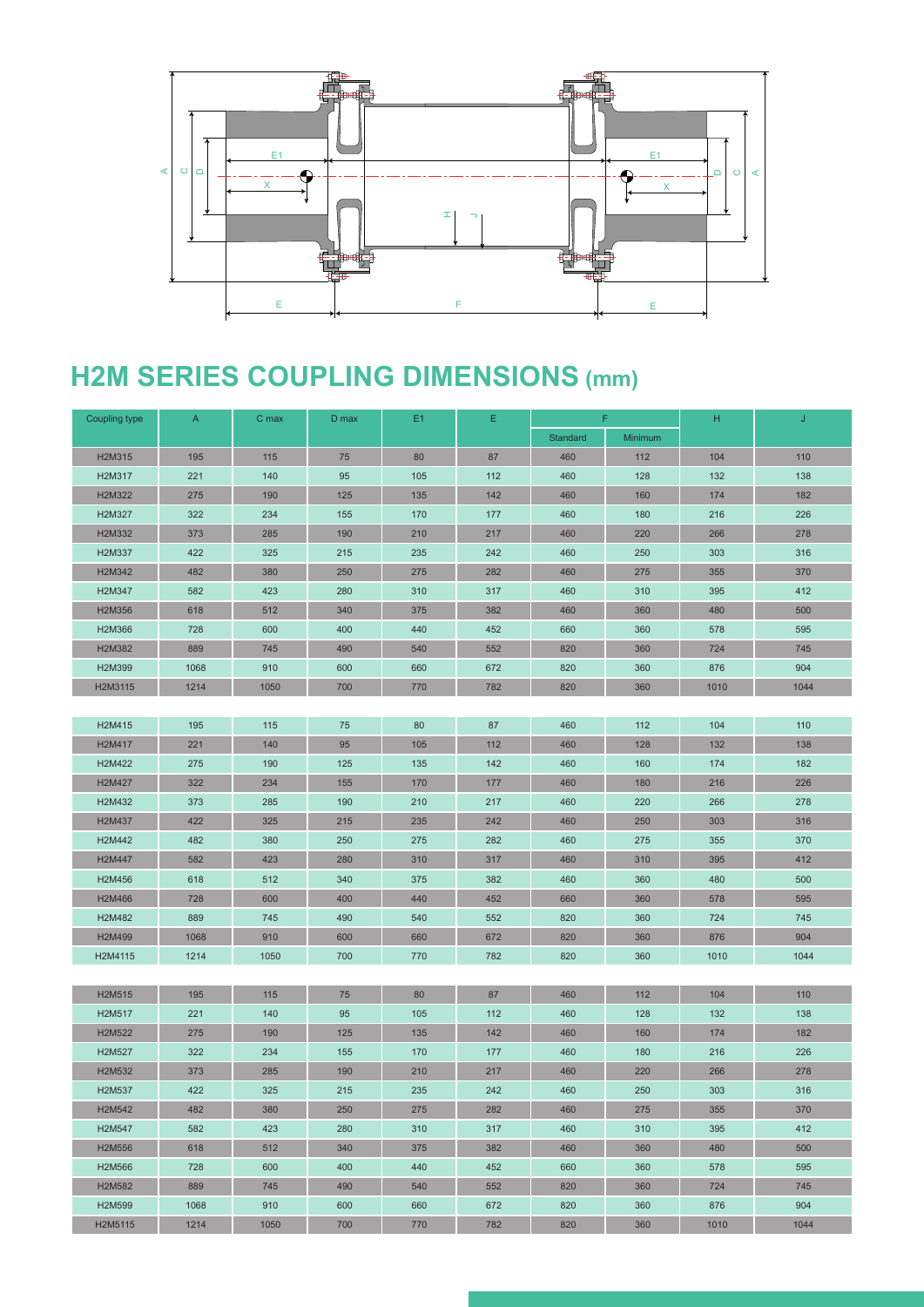# H2M SERIES COUPLING DIMENSIONS (mm)

| Coupling type | A | C max | D max | E1 | E | F | | H | J |
|---|---|---|---|---|---|---|---|---|---|
| | | | | | | Standard | Minimum | | |
| H2M315 | 195 | 115 | 75 | 80 | 87 | 460 | 112 | 104 | 110 |
| H2M317 | 221 | 140 | 95 | 105 | 112 | 460 | 128 | 132 | 138 |
| H2M322 | 275 | 190 | 125 | 135 | 142 | 460 | 160 | 174 | 182 |
| H2M327 | 322 | 234 | 155 | 170 | 177 | 460 | 180 | 216 | 226 |
| H2M332 | 373 | 285 | 190 | 210 | 217 | 460 | 220 | 266 | 278 |
| H2M337 | 422 | 325 | 215 | 235 | 242 | 460 | 250 | 303 | 316 |
| H2M342 | 482 | 380 | 250 | 275 | 282 | 460 | 275 | 355 | 370 |
| H2M347 | 582 | 423 | 280 | 310 | 317 | 460 | 310 | 395 | 412 |
| H2M356 | 618 | 512 | 340 | 375 | 382 | 460 | 360 | 480 | 500 |
| H2M366 | 728 | 600 | 400 | 440 | 452 | 660 | 360 | 578 | 595 |
| H2M382 | 889 | 745 | 490 | 540 | 552 | 820 | 360 | 724 | 745 |
| H2M399 | 1068 | 910 | 600 | 660 | 672 | 820 | 360 | 876 | 904 |
| H2M3115 | 1214 | 1050 | 700 | 770 | 782 | 820 | 360 | 1010 | 1044 |
| H2M415 | 195 | 115 | 75 | 80 | 87 | 460 | 112 | 104 | 110 |
| H2M417 | 221 | 140 | 95 | 105 | 112 | 460 | 128 | 132 | 138 |
| H2M422 | 275 | 190 | 125 | 135 | 142 | 460 | 160 | 174 | 182 |
| H2M427 | 322 | 234 | 155 | 170 | 177 | 460 | 180 | 216 | 226 |
| H2M432 | 373 | 285 | 190 | 210 | 217 | 460 | 220 | 266 | 278 |
| H2M437 | 422 | 325 | 215 | 235 | 242 | 460 | 250 | 303 | 316 |
| H2M442 | 482 | 380 | 250 | 275 | 282 | 460 | 275 | 355 | 370 |
| H2M447 | 582 | 423 | 280 | 310 | 317 | 460 | 310 | 395 | 412 |
| H2M456 | 618 | 512 | 340 | 375 | 382 | 460 | 360 | 480 | 500 |
| H2M466 | 728 | 600 | 400 | 440 | 452 | 660 | 360 | 578 | 595 |
| H2M482 | 889 | 745 | 490 | 540 | 552 | 820 | 360 | 724 | 745 |
| H2M499 | 1068 | 910 | 600 | 660 | 672 | 820 | 360 | 876 | 904 |
| H2M4115 | 1214 | 1050 | 700 | 770 | 782 | 820 | 360 | 1010 | 1044 |
| H2M515 | 195 | 115 | 75 | 80 | 87 | 460 | 112 | 104 | 110 |
| H2M517 | 221 | 140 | 95 | 105 | 112 | 460 | 128 | 132 | 138 |
| H2M522 | 275 | 190 | 125 | 135 | 142 | 460 | 160 | 174 | 182 |
| H2M527 | 322 | 234 | 155 | 170 | 177 | 460 | 180 | 216 | 226 |
| H2M532 | 373 | 285 | 190 | 210 | 217 | 460 | 220 | 266 | 278 |
| H2M537 | 422 | 325 | 215 | 235 | 242 | 460 | 250 | 303 | 316 |
| H2M542 | 482 | 380 | 250 | 275 | 282 | 460 | 275 | 355 | 370 |
| H2M547 | 582 | 423 | 280 | 310 | 317 | 460 | 310 | 395 | 412 |
| H2M556 | 618 | 512 | 340 | 375 | 382 | 460 | 360 | 480 | 500 |
| H2M566 | 728 | 600 | 400 | 440 | 452 | 660 | 360 | 578 | 595 |
| H2M582 | 889 | 745 | 490 | 540 | 552 | 820 | 360 | 724 | 745 |
| H2M599 | 1068 | 910 | 600 | 660 | 672 | 820 | 360 | 876 | 904 |
| H2M5115 | 1214 | 1050 | 700 | 770 | 782 | 820 | 360 | 1010 | 1044 |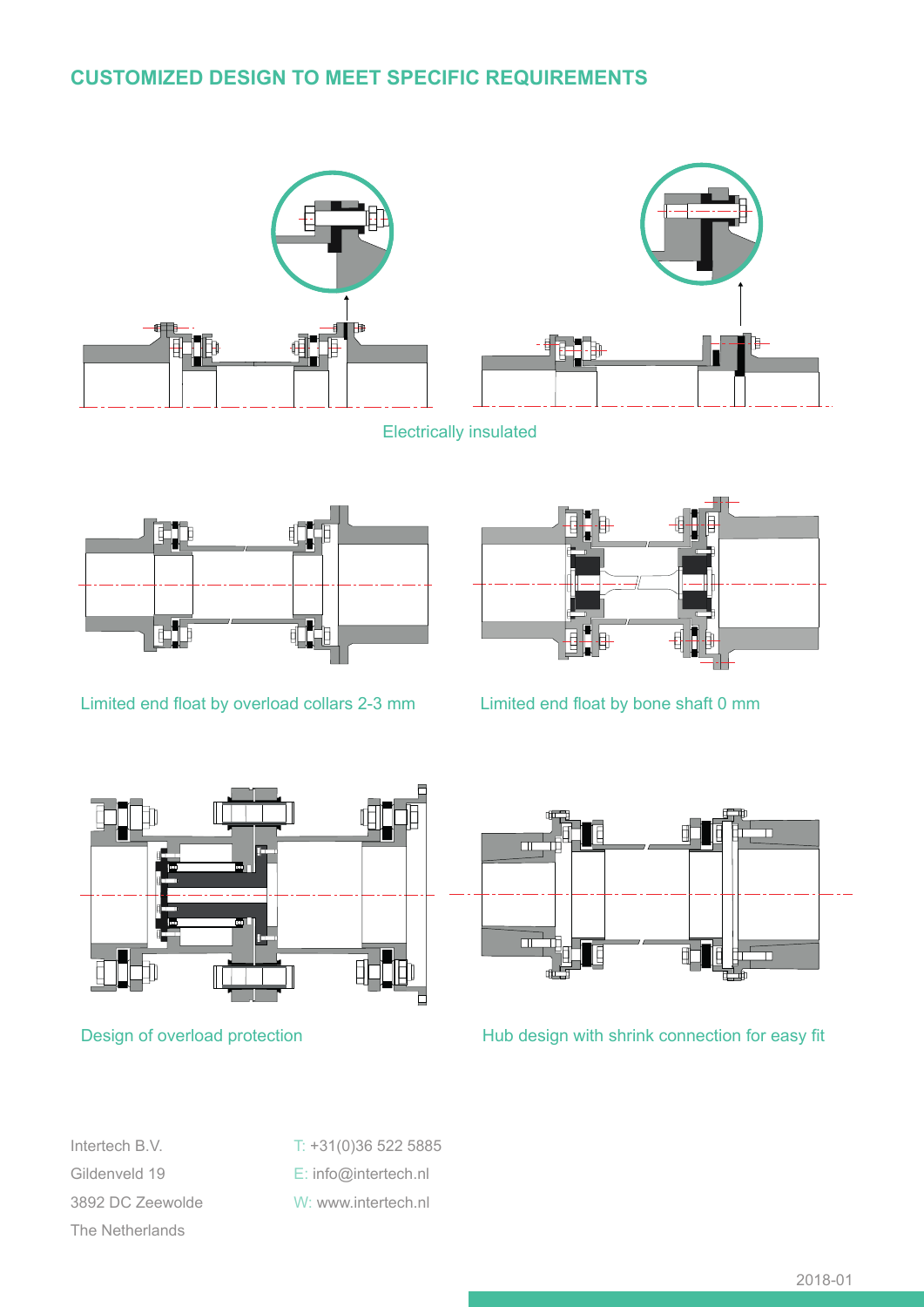## CUSTOMIZED DESIGN TO MEET SPECIFIC REQUIREMENTS

Electrically insulated

Limited end float by overload collars 2-3 mm

Limited end float by bone shaft 0 mm

Design of overload protection

Hub design with shrink connection for easy fit

Intertech B.V.
Gildenveld 19
3892 DC Zeewolde
The Netherlands

T: +31(0)36 522 5885
E: info@intertech.nl
W: www.intertech.nl

2018-01